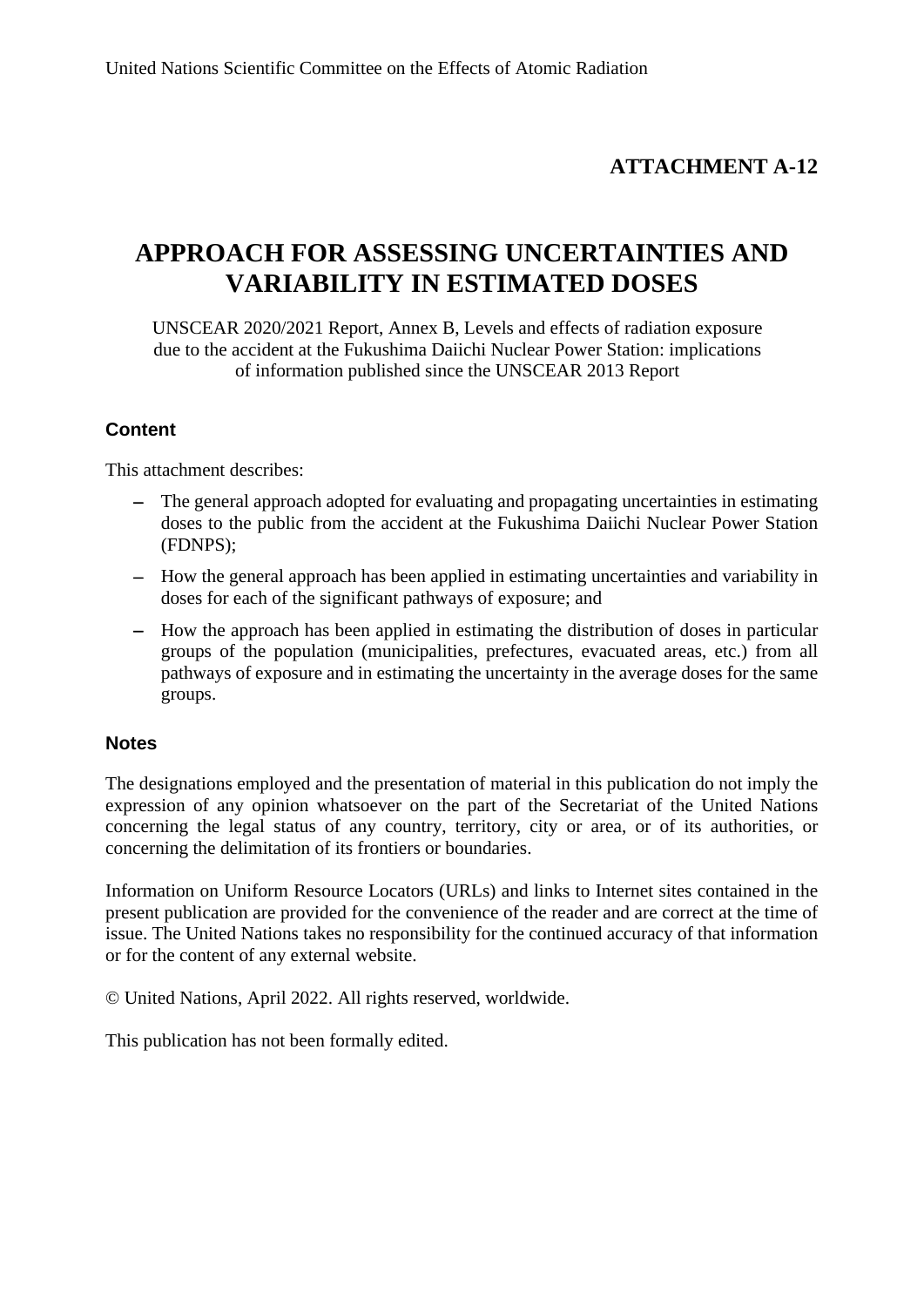United Nations Scientific Committee on the Effects of Atomic Radiation

**ATTACHMENT A-12**

# APPROACH FOR ASSESSING UNCERTAINTIES AND VARIABILITY IN ESTIMATED DOSES

UNSCEAR 2020/2021 Report, Annex B, Levels and effects of radiation exposure due to the accident at the Fukushima Daiichi Nuclear Power Station: implications of information published since the UNSCEAR 2013 Report

### Content

This attachment describes:

- The general approach adopted for evaluating and propagating uncertainties in estimating doses to the public from the accident at the Fukushima Daiichi Nuclear Power Station (FDNPS);
- How the general approach has been applied in estimating uncertainties and variability in doses for each of the significant pathways of exposure; and
- How the approach has been applied in estimating the distribution of doses in particular groups of the population (municipalities, prefectures, evacuated areas, etc.) from all pathways of exposure and in estimating the uncertainty in the average doses for the same groups.

### Notes

The designations employed and the presentation of material in this publication do not imply the expression of any opinion whatsoever on the part of the Secretariat of the United Nations concerning the legal status of any country, territory, city or area, or of its authorities, or concerning the delimitation of its frontiers or boundaries.

Information on Uniform Resource Locators (URLs) and links to Internet sites contained in the present publication are provided for the convenience of the reader and are correct at the time of issue. The United Nations takes no responsibility for the continued accuracy of that information or for the content of any external website.

© United Nations, April 2022. All rights reserved, worldwide.

This publication has not been formally edited.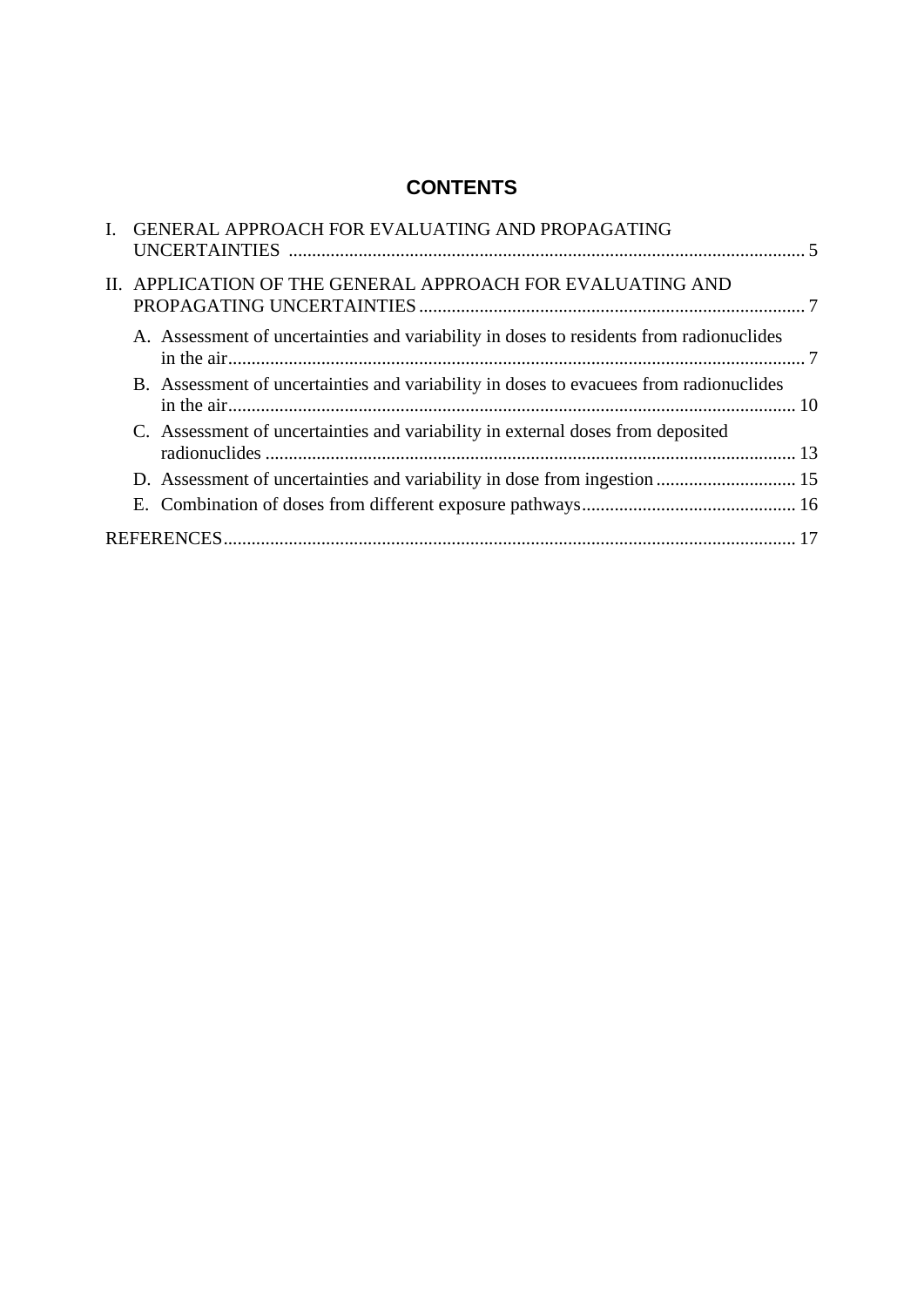## CONTENTS

I. GENERAL APPROACH FOR EVALUATING AND PROPAGATING UNCERTAINTIES ..... 5

II. APPLICATION OF THE GENERAL APPROACH FOR EVALUATING AND PROPAGATING UNCERTAINTIES ..... 7

- A. Assessment of uncertainties and variability in doses to residents from radionuclides in the air ..... 7
- B. Assessment of uncertainties and variability in doses to evacuees from radionuclides in the air ..... 10
- C. Assessment of uncertainties and variability in external doses from deposited radionuclides ..... 13
- D. Assessment of uncertainties and variability in dose from ingestion ..... 15
- E. Combination of doses from different exposure pathways ..... 16

REFERENCES ..... 17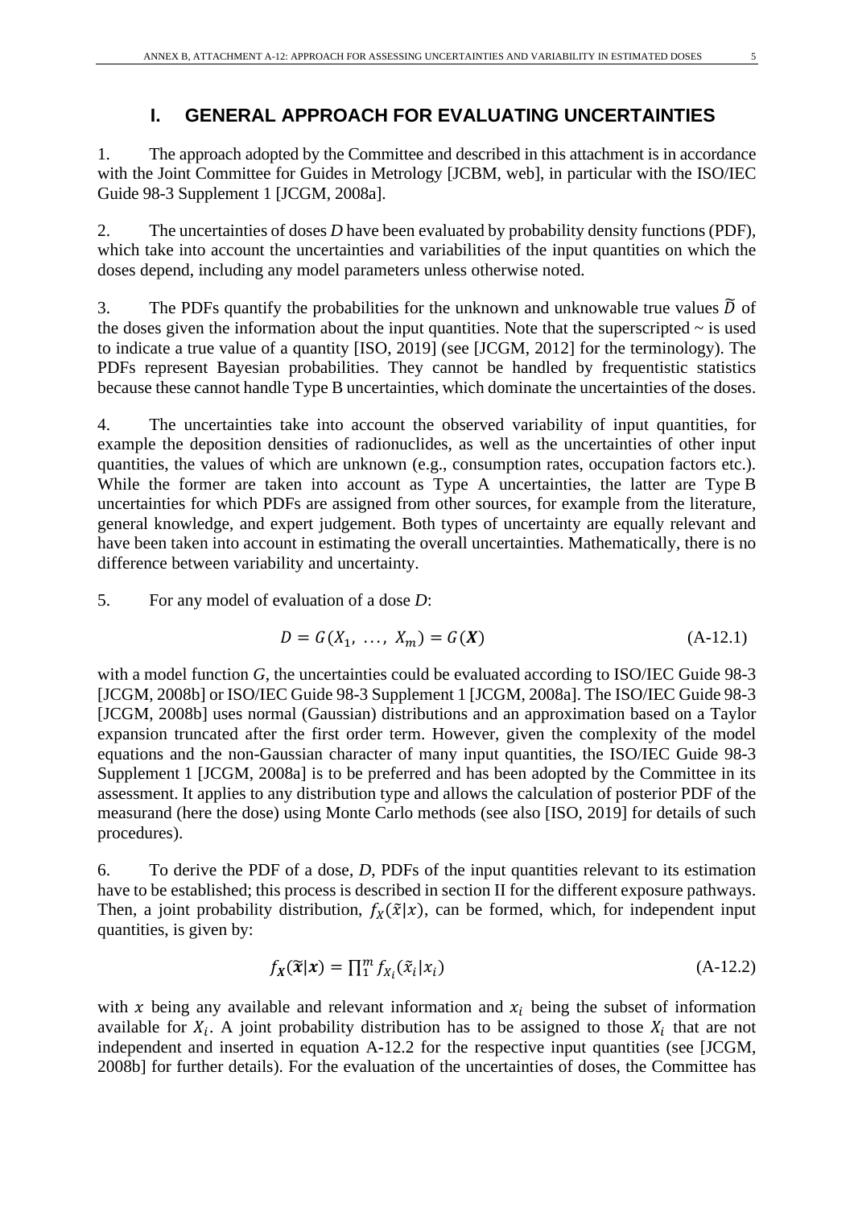# I. GENERAL APPROACH FOR EVALUATING UNCERTAINTIES

1. The approach adopted by the Committee and described in this attachment is in accordance with the Joint Committee for Guides in Metrology [JCBM, web], in particular with the ISO/IEC Guide 98-3 Supplement 1 [JCGM, 2008a].

2. The uncertainties of doses *D* have been evaluated by probability density functions (PDF), which take into account the uncertainties and variabilities of the input quantities on which the doses depend, including any model parameters unless otherwise noted.

3. The PDFs quantify the probabilities for the unknown and unknowable true values $\widetilde{D}$ of the doses given the information about the input quantities. Note that the superscripted ~ is used to indicate a true value of a quantity [ISO, 2019] (see [JCGM, 2012] for the terminology). The PDFs represent Bayesian probabilities. They cannot be handled by frequentistic statistics because these cannot handle Type B uncertainties, which dominate the uncertainties of the doses.

4. The uncertainties take into account the observed variability of input quantities, for example the deposition densities of radionuclides, as well as the uncertainties of other input quantities, the values of which are unknown (e.g., consumption rates, occupation factors etc.). While the former are taken into account as Type A uncertainties, the latter are Type B uncertainties for which PDFs are assigned from other sources, for example from the literature, general knowledge, and expert judgement. Both types of uncertainty are equally relevant and have been taken into account in estimating the overall uncertainties. Mathematically, there is no difference between variability and uncertainty.

5. For any model of evaluation of a dose *D*:

$$D = G(X_1, \ldots, X_m) = G(\boldsymbol{X}) \tag{A-12.1}$$

with a model function *G*, the uncertainties could be evaluated according to ISO/IEC Guide 98-3 [JCGM, 2008b] or ISO/IEC Guide 98-3 Supplement 1 [JCGM, 2008a]. The ISO/IEC Guide 98-3 [JCGM, 2008b] uses normal (Gaussian) distributions and an approximation based on a Taylor expansion truncated after the first order term. However, given the complexity of the model equations and the non-Gaussian character of many input quantities, the ISO/IEC Guide 98-3 Supplement 1 [JCGM, 2008a] is to be preferred and has been adopted by the Committee in its assessment. It applies to any distribution type and allows the calculation of posterior PDF of the measurand (here the dose) using Monte Carlo methods (see also [ISO, 2019] for details of such procedures).

6. To derive the PDF of a dose, *D*, PDFs of the input quantities relevant to its estimation have to be established; this process is described in section II for the different exposure pathways. Then, a joint probability distribution, $f_X(\tilde{x}|x)$, can be formed, which, for independent input quantities, is given by:

$$f_{\boldsymbol{X}}(\widetilde{\boldsymbol{x}}|\boldsymbol{x}) = \prod_1^m f_{X_i}(\tilde{x}_i|x_i) \tag{A-12.2}$$

with $x$ being any available and relevant information and $x_i$ being the subset of information available for $X_i$. A joint probability distribution has to be assigned to those $X_i$ that are not independent and inserted in equation A-12.2 for the respective input quantities (see [JCGM, 2008b] for further details). For the evaluation of the uncertainties of doses, the Committee has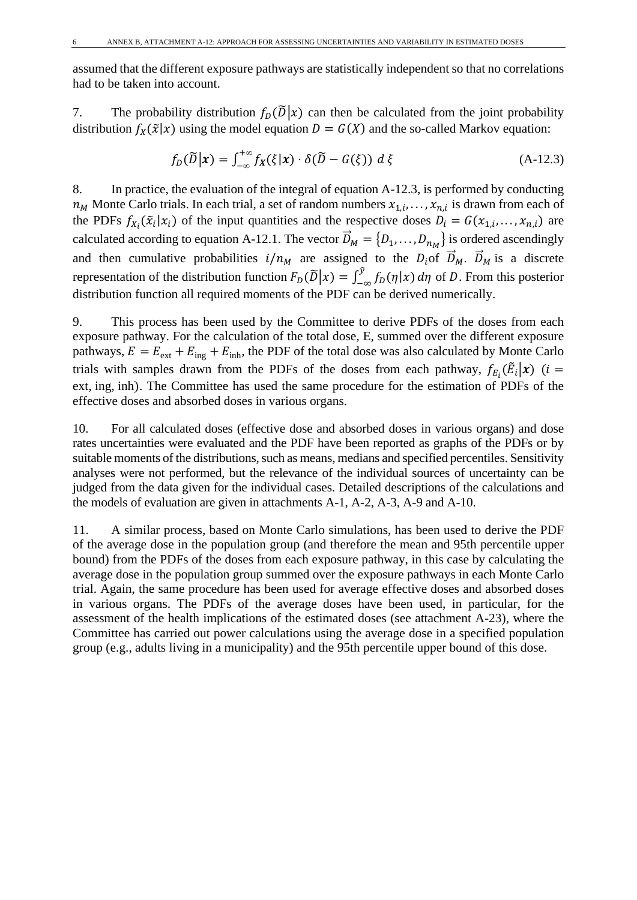assumed that the different exposure pathways are statistically independent so that no correlations had to be taken into account.

7. The probability distribution $f_D(\widetilde{D}|x)$ can then be calculated from the joint probability distribution $f_X(\tilde{x}|x)$ using the model equation $D = G(X)$ and the so-called Markov equation:

$$f_D(\widetilde{D}|\boldsymbol{x}) = \int_{-\infty}^{+\infty} f_{\boldsymbol{X}}(\xi|\boldsymbol{x}) \cdot \delta(\widetilde{D} - G(\xi))\ d\,\xi \tag{A-12.3}$$

8. In practice, the evaluation of the integral of equation A-12.3, is performed by conducting $n_M$ Monte Carlo trials. In each trial, a set of random numbers $x_{1,i}, \ldots, x_{n,i}$ is drawn from each of the PDFs $f_{X_i}(\tilde{x}_i|x_i)$ of the input quantities and the respective doses $D_i = G(x_{1,i}, \ldots, x_{n,i})$ are calculated according to equation A-12.1. The vector $\vec{D}_M = \{D_1, \ldots, D_{n_M}\}$ is ordered ascendingly and then cumulative probabilities $i/n_M$ are assigned to the $D_i$of $\vec{D}_M$. $\vec{D}_M$ is a discrete representation of the distribution function $F_D(\widetilde{D}|x) = \int_{-\infty}^{\tilde{y}} f_D(\eta|x)\, d\eta$ of $D$. From this posterior distribution function all required moments of the PDF can be derived numerically.

9. This process has been used by the Committee to derive PDFs of the doses from each exposure pathway. For the calculation of the total dose, E, summed over the different exposure pathways, $E = E_{\text{ext}} + E_{\text{ing}} + E_{\text{inh}}$, the PDF of the total dose was also calculated by Monte Carlo trials with samples drawn from the PDFs of the doses from each pathway, $f_{E_i}(\tilde{E}_i|\boldsymbol{x})$ $(i = \text{ext, ing, inh})$. The Committee has used the same procedure for the estimation of PDFs of the effective doses and absorbed doses in various organs.

10. For all calculated doses (effective dose and absorbed doses in various organs) and dose rates uncertainties were evaluated and the PDF have been reported as graphs of the PDFs or by suitable moments of the distributions, such as means, medians and specified percentiles. Sensitivity analyses were not performed, but the relevance of the individual sources of uncertainty can be judged from the data given for the individual cases. Detailed descriptions of the calculations and the models of evaluation are given in attachments A-1, A-2, A-3, A-9 and A-10.

11. A similar process, based on Monte Carlo simulations, has been used to derive the PDF of the average dose in the population group (and therefore the mean and 95th percentile upper bound) from the PDFs of the doses from each exposure pathway, in this case by calculating the average dose in the population group summed over the exposure pathways in each Monte Carlo trial. Again, the same procedure has been used for average effective doses and absorbed doses in various organs. The PDFs of the average doses have been used, in particular, for the assessment of the health implications of the estimated doses (see attachment A-23), where the Committee has carried out power calculations using the average dose in a specified population group (e.g., adults living in a municipality) and the 95th percentile upper bound of this dose.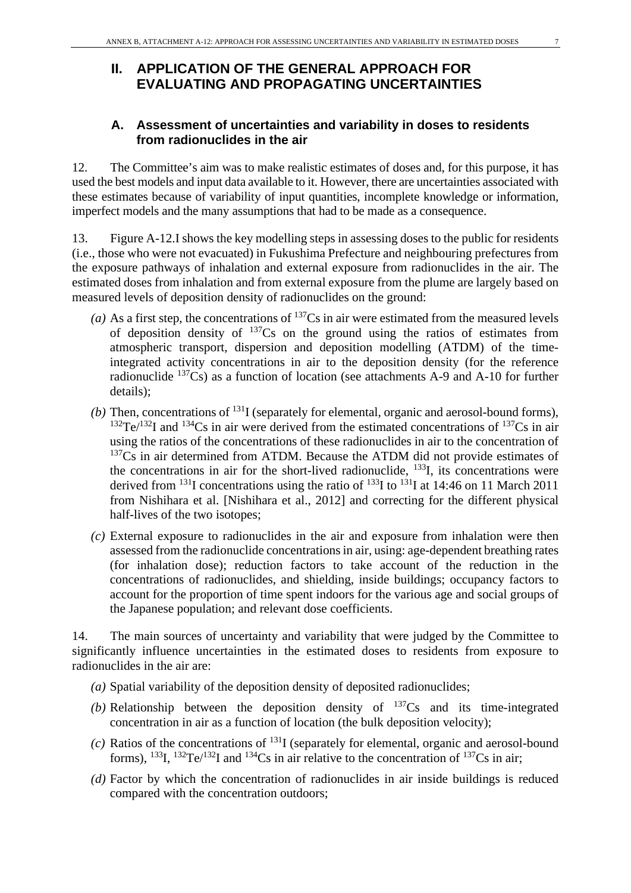# II. APPLICATION OF THE GENERAL APPROACH FOR EVALUATING AND PROPAGATING UNCERTAINTIES

## A. Assessment of uncertainties and variability in doses to residents from radionuclides in the air

12. The Committee's aim was to make realistic estimates of doses and, for this purpose, it has used the best models and input data available to it. However, there are uncertainties associated with these estimates because of variability of input quantities, incomplete knowledge or information, imperfect models and the many assumptions that had to be made as a consequence.

13. Figure A-12.I shows the key modelling steps in assessing doses to the public for residents (i.e., those who were not evacuated) in Fukushima Prefecture and neighbouring prefectures from the exposure pathways of inhalation and external exposure from radionuclides in the air. The estimated doses from inhalation and from external exposure from the plume are largely based on measured levels of deposition density of radionuclides on the ground:

*(a)* As a first step, the concentrations of $^{137}$Cs in air were estimated from the measured levels of deposition density of $^{137}$Cs on the ground using the ratios of estimates from atmospheric transport, dispersion and deposition modelling (ATDM) of the time-integrated activity concentrations in air to the deposition density (for the reference radionuclide $^{137}$Cs) as a function of location (see attachments A-9 and A-10 for further details);

*(b)* Then, concentrations of $^{131}$I (separately for elemental, organic and aerosol-bound forms), $^{132}$Te/$^{132}$I and $^{134}$Cs in air were derived from the estimated concentrations of $^{137}$Cs in air using the ratios of the concentrations of these radionuclides in air to the concentration of $^{137}$Cs in air determined from ATDM. Because the ATDM did not provide estimates of the concentrations in air for the short-lived radionuclide, $^{133}$I, its concentrations were derived from $^{131}$I concentrations using the ratio of $^{133}$I to $^{131}$I at 14:46 on 11 March 2011 from Nishihara et al. [Nishihara et al., 2012] and correcting for the different physical half-lives of the two isotopes;

*(c)* External exposure to radionuclides in the air and exposure from inhalation were then assessed from the radionuclide concentrations in air, using: age-dependent breathing rates (for inhalation dose); reduction factors to take account of the reduction in the concentrations of radionuclides, and shielding, inside buildings; occupancy factors to account for the proportion of time spent indoors for the various age and social groups of the Japanese population; and relevant dose coefficients.

14. The main sources of uncertainty and variability that were judged by the Committee to significantly influence uncertainties in the estimated doses to residents from exposure to radionuclides in the air are:

*(a)* Spatial variability of the deposition density of deposited radionuclides;

*(b)* Relationship between the deposition density of $^{137}$Cs and its time-integrated concentration in air as a function of location (the bulk deposition velocity);

*(c)* Ratios of the concentrations of $^{131}$I (separately for elemental, organic and aerosol-bound forms), $^{133}$I, $^{132}$Te/$^{132}$I and $^{134}$Cs in air relative to the concentration of $^{137}$Cs in air;

*(d)* Factor by which the concentration of radionuclides in air inside buildings is reduced compared with the concentration outdoors;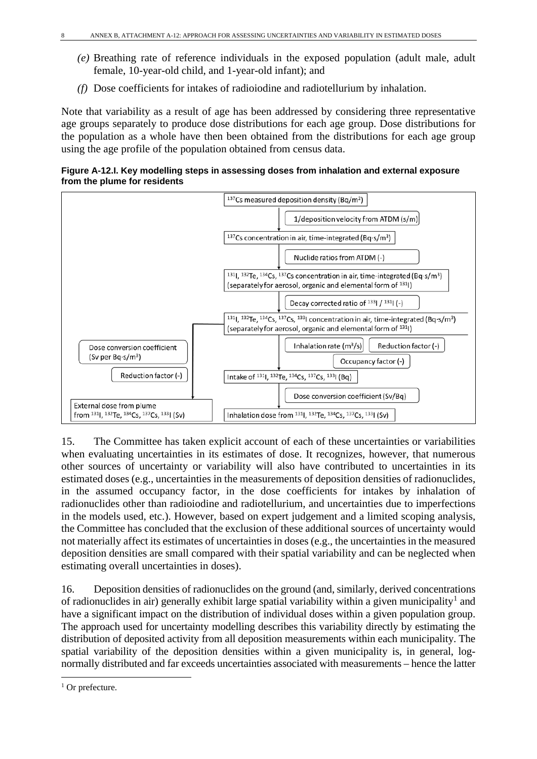*(e)* Breathing rate of reference individuals in the exposed population (adult male, adult female, 10-year-old child, and 1-year-old infant); and

*(f)* Dose coefficients for intakes of radioiodine and radiotellurium by inhalation.

Note that variability as a result of age has been addressed by considering three representative age groups separately to produce dose distributions for each age group. Dose distributions for the population as a whole have then been obtained from the distributions for each age group using the age profile of the population obtained from census data.

**Figure A-12.I. Key modelling steps in assessing doses from inhalation and external exposure from the plume for residents**

- $^{137}$Cs measured deposition density (Bq/m$^2$)
  - ↓ 1/deposition velocity from ATDM (s/m)
- $^{137}$Cs concentration in air, time-integrated (Bq·s/m$^3$)
  - ↓ Nuclide ratios from ATDM (-)
- $^{131}$I, $^{132}$Te, $^{134}$Cs, $^{137}$Cs concentration in air, time-integrated (Bq·s/m$^3$) (separately for aerosol, organic and elemental form of $^{131}$I)
  - ↓ Decay corrected ratio of $^{133}$I / $^{131}$I (-)
- $^{131}$I, $^{132}$Te, $^{134}$Cs, $^{137}$Cs, $^{133}$I concentration in air, time-integrated (Bq·s/m$^3$) (separately for aerosol, organic and elemental form of $^{131}$I)
  - ↓ Inhalation rate (m$^3$/s); Reduction factor (-); Occupancy factor (-)
  - Intake of $^{131}$I, $^{132}$Te, $^{134}$Cs, $^{137}$Cs, $^{133}$I (Bq)
    - ↓ Dose conversion coefficient (Sv/Bq)
    - Inhalation dose from $^{131}$I, $^{132}$Te, $^{134}$Cs, $^{137}$Cs, $^{133}$I (Sv)
  - ↓ Dose conversion coefficient (Sv per Bq·s/m$^3$); Reduction factor (-)
    - External dose from plume from $^{131}$I, $^{132}$Te, $^{134}$Cs, $^{137}$Cs, $^{133}$I (Sv)

15. The Committee has taken explicit account of each of these uncertainties or variabilities when evaluating uncertainties in its estimates of dose. It recognizes, however, that numerous other sources of uncertainty or variability will also have contributed to uncertainties in its estimated doses (e.g., uncertainties in the measurements of deposition densities of radionuclides, in the assumed occupancy factor, in the dose coefficients for intakes by inhalation of radionuclides other than radioiodine and radiotellurium, and uncertainties due to imperfections in the models used, etc.). However, based on expert judgement and a limited scoping analysis, the Committee has concluded that the exclusion of these additional sources of uncertainty would not materially affect its estimates of uncertainties in doses (e.g., the uncertainties in the measured deposition densities are small compared with their spatial variability and can be neglected when estimating overall uncertainties in doses).

16. Deposition densities of radionuclides on the ground (and, similarly, derived concentrations of radionuclides in air) generally exhibit large spatial variability within a given municipality[1] and have a significant impact on the distribution of individual doses within a given population group. The approach used for uncertainty modelling describes this variability directly by estimating the distribution of deposited activity from all deposition measurements within each municipality. The spatial variability of the deposition densities within a given municipality is, in general, log-normally distributed and far exceeds uncertainties associated with measurements – hence the latter

[1] Or prefecture.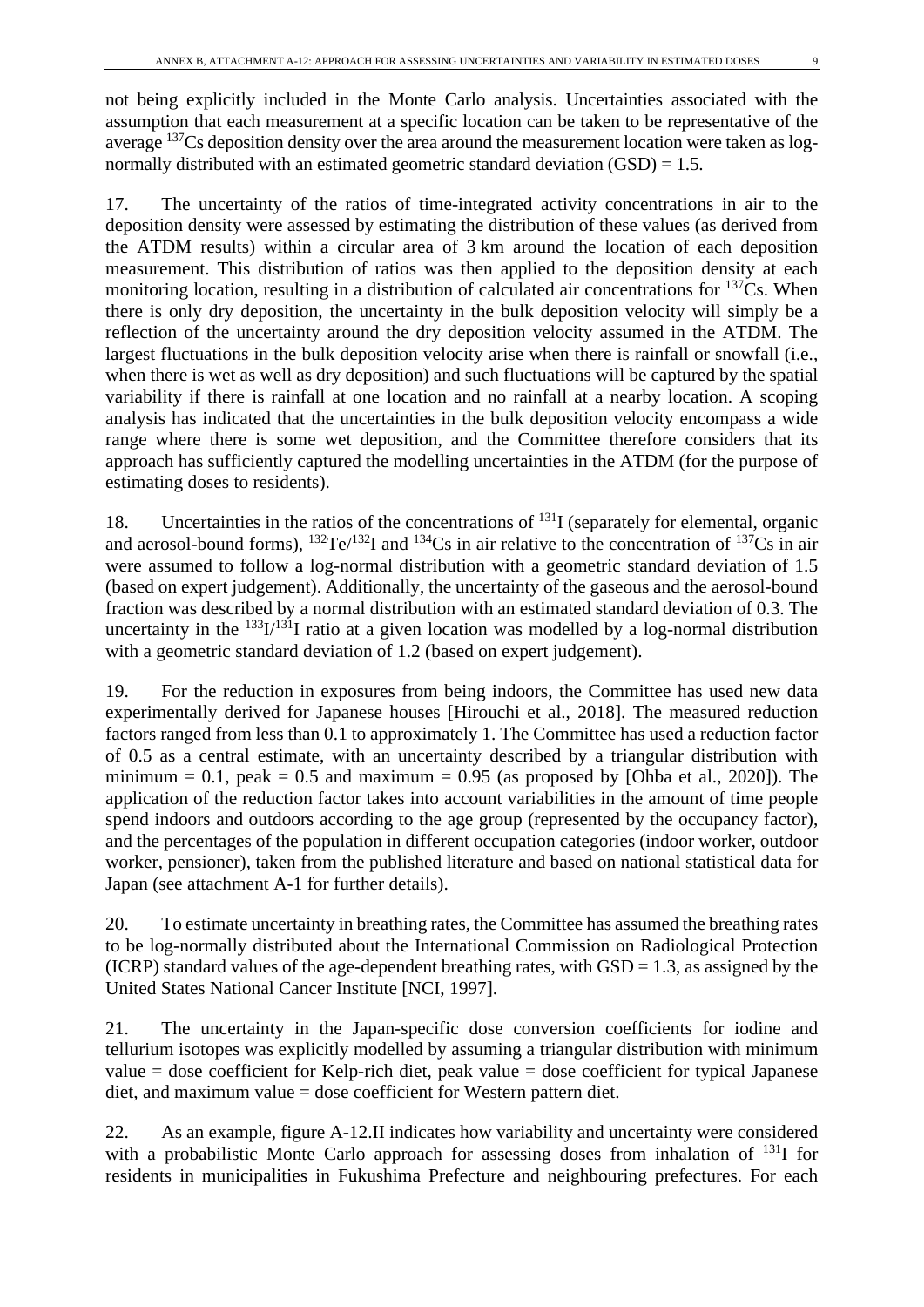not being explicitly included in the Monte Carlo analysis. Uncertainties associated with the assumption that each measurement at a specific location can be taken to be representative of the average $^{137}$Cs deposition density over the area around the measurement location were taken as log-normally distributed with an estimated geometric standard deviation (GSD) = 1.5.

17. The uncertainty of the ratios of time-integrated activity concentrations in air to the deposition density were assessed by estimating the distribution of these values (as derived from the ATDM results) within a circular area of 3 km around the location of each deposition measurement. This distribution of ratios was then applied to the deposition density at each monitoring location, resulting in a distribution of calculated air concentrations for $^{137}$Cs. When there is only dry deposition, the uncertainty in the bulk deposition velocity will simply be a reflection of the uncertainty around the dry deposition velocity assumed in the ATDM. The largest fluctuations in the bulk deposition velocity arise when there is rainfall or snowfall (i.e., when there is wet as well as dry deposition) and such fluctuations will be captured by the spatial variability if there is rainfall at one location and no rainfall at a nearby location. A scoping analysis has indicated that the uncertainties in the bulk deposition velocity encompass a wide range where there is some wet deposition, and the Committee therefore considers that its approach has sufficiently captured the modelling uncertainties in the ATDM (for the purpose of estimating doses to residents).

18. Uncertainties in the ratios of the concentrations of $^{131}$I (separately for elemental, organic and aerosol-bound forms), $^{132}$Te/$^{132}$I and $^{134}$Cs in air relative to the concentration of $^{137}$Cs in air were assumed to follow a log-normal distribution with a geometric standard deviation of 1.5 (based on expert judgement). Additionally, the uncertainty of the gaseous and the aerosol-bound fraction was described by a normal distribution with an estimated standard deviation of 0.3. The uncertainty in the $^{133}$I/$^{131}$I ratio at a given location was modelled by a log-normal distribution with a geometric standard deviation of 1.2 (based on expert judgement).

19. For the reduction in exposures from being indoors, the Committee has used new data experimentally derived for Japanese houses [Hirouchi et al., 2018]. The measured reduction factors ranged from less than 0.1 to approximately 1. The Committee has used a reduction factor of 0.5 as a central estimate, with an uncertainty described by a triangular distribution with minimum = 0.1, peak = 0.5 and maximum = 0.95 (as proposed by [Ohba et al., 2020]). The application of the reduction factor takes into account variabilities in the amount of time people spend indoors and outdoors according to the age group (represented by the occupancy factor), and the percentages of the population in different occupation categories (indoor worker, outdoor worker, pensioner), taken from the published literature and based on national statistical data for Japan (see attachment A-1 for further details).

20. To estimate uncertainty in breathing rates, the Committee has assumed the breathing rates to be log-normally distributed about the International Commission on Radiological Protection (ICRP) standard values of the age-dependent breathing rates, with GSD = 1.3, as assigned by the United States National Cancer Institute [NCI, 1997].

21. The uncertainty in the Japan-specific dose conversion coefficients for iodine and tellurium isotopes was explicitly modelled by assuming a triangular distribution with minimum value = dose coefficient for Kelp-rich diet, peak value = dose coefficient for typical Japanese diet, and maximum value = dose coefficient for Western pattern diet.

22. As an example, figure A-12.II indicates how variability and uncertainty were considered with a probabilistic Monte Carlo approach for assessing doses from inhalation of $^{131}$I for residents in municipalities in Fukushima Prefecture and neighbouring prefectures. For each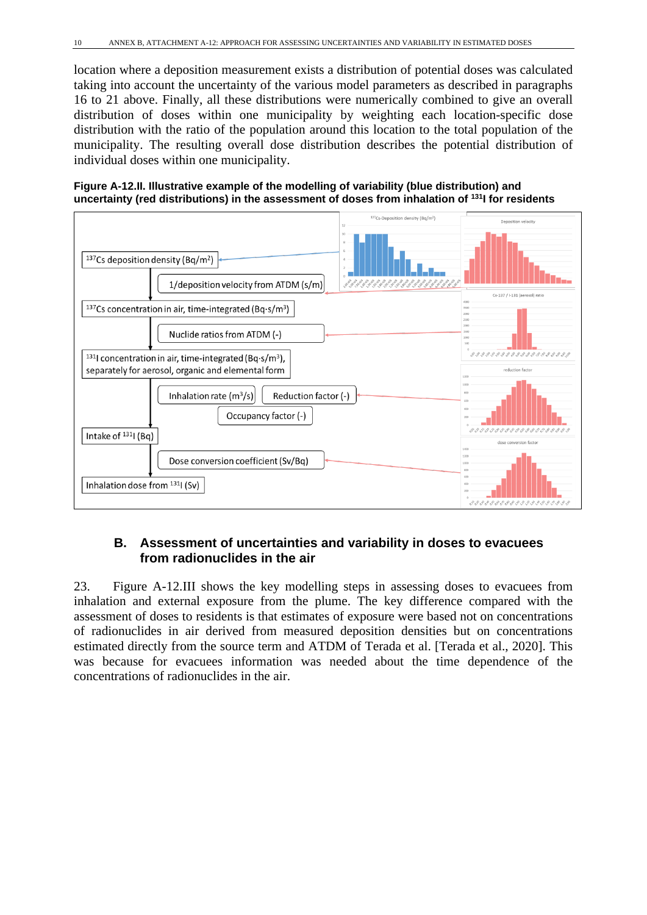location where a deposition measurement exists a distribution of potential doses was calculated taking into account the uncertainty of the various model parameters as described in paragraphs 16 to 21 above. Finally, all these distributions were numerically combined to give an overall distribution of doses within one municipality by weighting each location-specific dose distribution with the ratio of the population around this location to the total population of the municipality. The resulting overall dose distribution describes the potential distribution of individual doses within one municipality.

**Figure A-12.II. Illustrative example of the modelling of variability (blue distribution) and uncertainty (red distributions) in the assessment of doses from inhalation of $^{131}$I for residents**

$^{137}$Cs deposition density (Bq/m$^2$)

1/deposition velocity from ATDM (s/m)

$^{137}$Cs concentration in air, time-integrated (Bq·s/m$^3$)

Nuclide ratios from ATDM (-)

$^{131}$I concentration in air, time-integrated (Bq·s/m$^3$), separately for aerosol, organic and elemental form

Inhalation rate (m$^3$/s)

Reduction factor (-)

Occupancy factor (-)

Intake of $^{131}$I (Bq)

Dose conversion coefficient (Sv/Bq)

Inhalation dose from $^{131}$I (Sv)

## B. Assessment of uncertainties and variability in doses to evacuees from radionuclides in the air

23. Figure A-12.III shows the key modelling steps in assessing doses to evacuees from inhalation and external exposure from the plume. The key difference compared with the assessment of doses to residents is that estimates of exposure were based not on concentrations of radionuclides in air derived from measured deposition densities but on concentrations estimated directly from the source term and ATDM of Terada et al. [Terada et al., 2020]. This was because for evacuees information was needed about the time dependence of the concentrations of radionuclides in the air.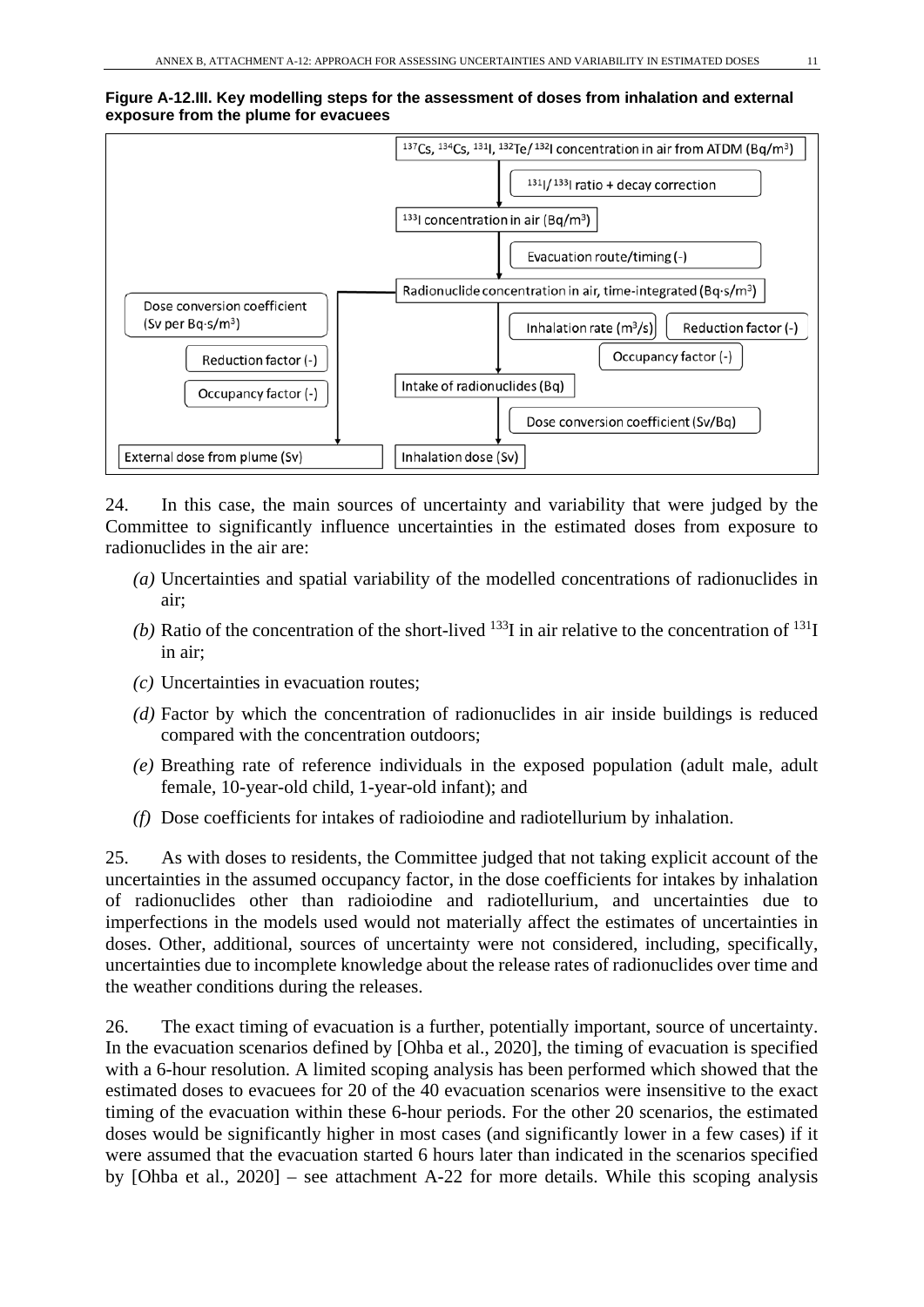**Figure A-12.III. Key modelling steps for the assessment of doses from inhalation and external exposure from the plume for evacuees**

$^{137}$Cs, $^{134}$Cs, $^{131}$I, $^{132}$Te/$^{132}$I concentration in air from ATDM (Bq/m$^3$)

$^{131}$I/$^{133}$I ratio + decay correction

$^{133}$I concentration in air (Bq/m$^3$)

Evacuation route/timing (-)

Radionuclide concentration in air, time-integrated (Bq·s/m$^3$)

Dose conversion coefficient (Sv per Bq·s/m$^3$)

Reduction factor (-)

Occupancy factor (-)

Inhalation rate (m$^3$/s)

Reduction factor (-)

Occupancy factor (-)

Intake of radionuclides (Bq)

Dose conversion coefficient (Sv/Bq)

External dose from plume (Sv)

Inhalation dose (Sv)

24. In this case, the main sources of uncertainty and variability that were judged by the Committee to significantly influence uncertainties in the estimated doses from exposure to radionuclides in the air are:

*(a)* Uncertainties and spatial variability of the modelled concentrations of radionuclides in air;

*(b)* Ratio of the concentration of the short-lived $^{133}$I in air relative to the concentration of $^{131}$I in air;

*(c)* Uncertainties in evacuation routes;

*(d)* Factor by which the concentration of radionuclides in air inside buildings is reduced compared with the concentration outdoors;

*(e)* Breathing rate of reference individuals in the exposed population (adult male, adult female, 10-year-old child, 1-year-old infant); and

*(f)* Dose coefficients for intakes of radioiodine and radiotellurium by inhalation.

25. As with doses to residents, the Committee judged that not taking explicit account of the uncertainties in the assumed occupancy factor, in the dose coefficients for intakes by inhalation of radionuclides other than radioiodine and radiotellurium, and uncertainties due to imperfections in the models used would not materially affect the estimates of uncertainties in doses. Other, additional, sources of uncertainty were not considered, including, specifically, uncertainties due to incomplete knowledge about the release rates of radionuclides over time and the weather conditions during the releases.

26. The exact timing of evacuation is a further, potentially important, source of uncertainty. In the evacuation scenarios defined by [Ohba et al., 2020], the timing of evacuation is specified with a 6-hour resolution. A limited scoping analysis has been performed which showed that the estimated doses to evacuees for 20 of the 40 evacuation scenarios were insensitive to the exact timing of the evacuation within these 6-hour periods. For the other 20 scenarios, the estimated doses would be significantly higher in most cases (and significantly lower in a few cases) if it were assumed that the evacuation started 6 hours later than indicated in the scenarios specified by [Ohba et al., 2020] – see attachment A-22 for more details. While this scoping analysis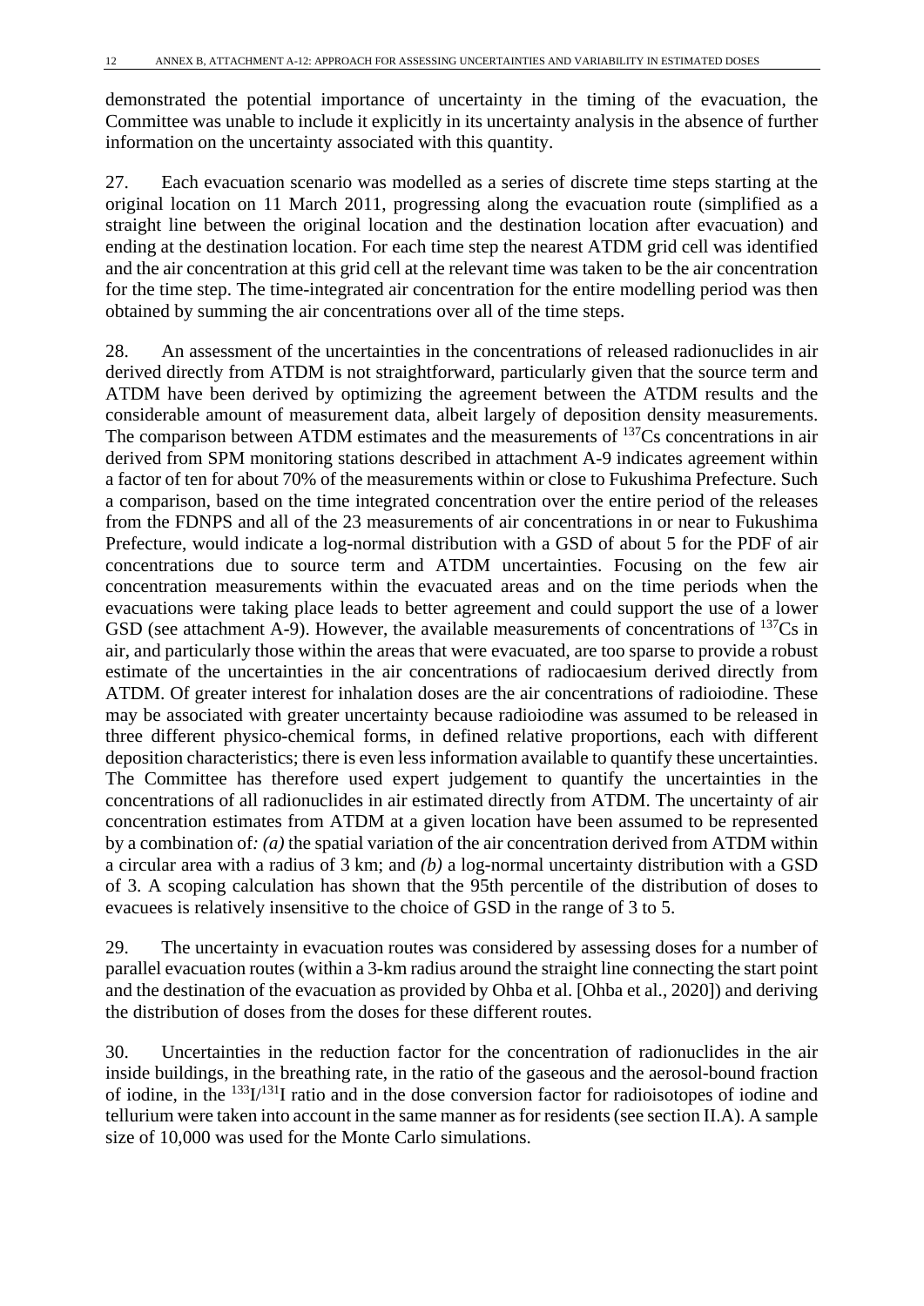demonstrated the potential importance of uncertainty in the timing of the evacuation, the Committee was unable to include it explicitly in its uncertainty analysis in the absence of further information on the uncertainty associated with this quantity.

27. Each evacuation scenario was modelled as a series of discrete time steps starting at the original location on 11 March 2011, progressing along the evacuation route (simplified as a straight line between the original location and the destination location after evacuation) and ending at the destination location. For each time step the nearest ATDM grid cell was identified and the air concentration at this grid cell at the relevant time was taken to be the air concentration for the time step. The time-integrated air concentration for the entire modelling period was then obtained by summing the air concentrations over all of the time steps.

28. An assessment of the uncertainties in the concentrations of released radionuclides in air derived directly from ATDM is not straightforward, particularly given that the source term and ATDM have been derived by optimizing the agreement between the ATDM results and the considerable amount of measurement data, albeit largely of deposition density measurements. The comparison between ATDM estimates and the measurements of $^{137}$Cs concentrations in air derived from SPM monitoring stations described in attachment A-9 indicates agreement within a factor of ten for about 70% of the measurements within or close to Fukushima Prefecture. Such a comparison, based on the time integrated concentration over the entire period of the releases from the FDNPS and all of the 23 measurements of air concentrations in or near to Fukushima Prefecture, would indicate a log-normal distribution with a GSD of about 5 for the PDF of air concentrations due to source term and ATDM uncertainties. Focusing on the few air concentration measurements within the evacuated areas and on the time periods when the evacuations were taking place leads to better agreement and could support the use of a lower GSD (see attachment A-9). However, the available measurements of concentrations of $^{137}$Cs in air, and particularly those within the areas that were evacuated, are too sparse to provide a robust estimate of the uncertainties in the air concentrations of radiocaesium derived directly from ATDM. Of greater interest for inhalation doses are the air concentrations of radioiodine. These may be associated with greater uncertainty because radioiodine was assumed to be released in three different physico-chemical forms, in defined relative proportions, each with different deposition characteristics; there is even less information available to quantify these uncertainties. The Committee has therefore used expert judgement to quantify the uncertainties in the concentrations of all radionuclides in air estimated directly from ATDM. The uncertainty of air concentration estimates from ATDM at a given location have been assumed to be represented by a combination of*: (a)* the spatial variation of the air concentration derived from ATDM within a circular area with a radius of 3 km; and *(b)* a log-normal uncertainty distribution with a GSD of 3. A scoping calculation has shown that the 95th percentile of the distribution of doses to evacuees is relatively insensitive to the choice of GSD in the range of 3 to 5.

29. The uncertainty in evacuation routes was considered by assessing doses for a number of parallel evacuation routes (within a 3-km radius around the straight line connecting the start point and the destination of the evacuation as provided by Ohba et al. [Ohba et al., 2020]) and deriving the distribution of doses from the doses for these different routes.

30. Uncertainties in the reduction factor for the concentration of radionuclides in the air inside buildings, in the breathing rate, in the ratio of the gaseous and the aerosol-bound fraction of iodine, in the $^{133}$I/$^{131}$I ratio and in the dose conversion factor for radioisotopes of iodine and tellurium were taken into account in the same manner as for residents (see section II.A). A sample size of 10,000 was used for the Monte Carlo simulations.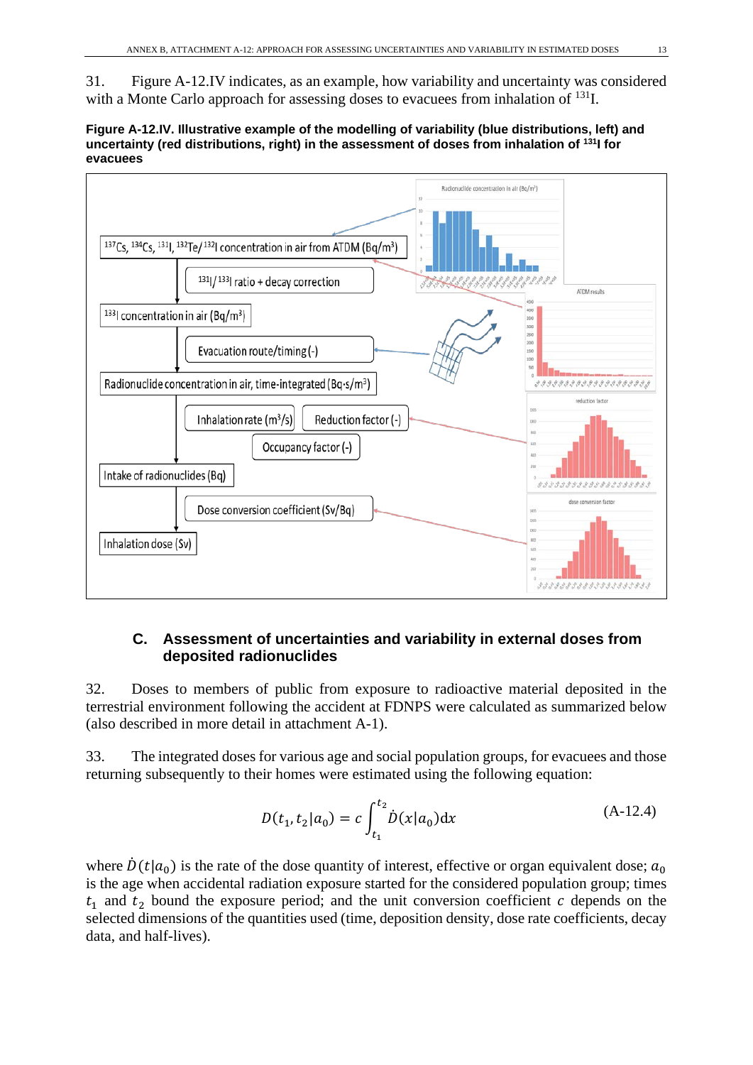31. Figure A-12.IV indicates, as an example, how variability and uncertainty was considered with a Monte Carlo approach for assessing doses to evacuees from inhalation of $^{131}$I.

**Figure A-12.IV. Illustrative example of the modelling of variability (blue distributions, left) and uncertainty (red distributions, right) in the assessment of doses from inhalation of $^{131}$I for evacuees**

### C. Assessment of uncertainties and variability in external doses from deposited radionuclides

32. Doses to members of public from exposure to radioactive material deposited in the terrestrial environment following the accident at FDNPS were calculated as summarized below (also described in more detail in attachment A-1).

33. The integrated doses for various age and social population groups, for evacuees and those returning subsequently to their homes were estimated using the following equation:

$$D(t_1, t_2|a_0) = c\int_{t_1}^{t_2} \dot{D}(x|a_0)\mathrm{d}x \tag{A-12.4}$$

where $\dot{D}(t|a_0)$ is the rate of the dose quantity of interest, effective or organ equivalent dose; $a_0$ is the age when accidental radiation exposure started for the considered population group; times $t_1$ and $t_2$ bound the exposure period; and the unit conversion coefficient $c$ depends on the selected dimensions of the quantities used (time, deposition density, dose rate coefficients, decay data, and half-lives).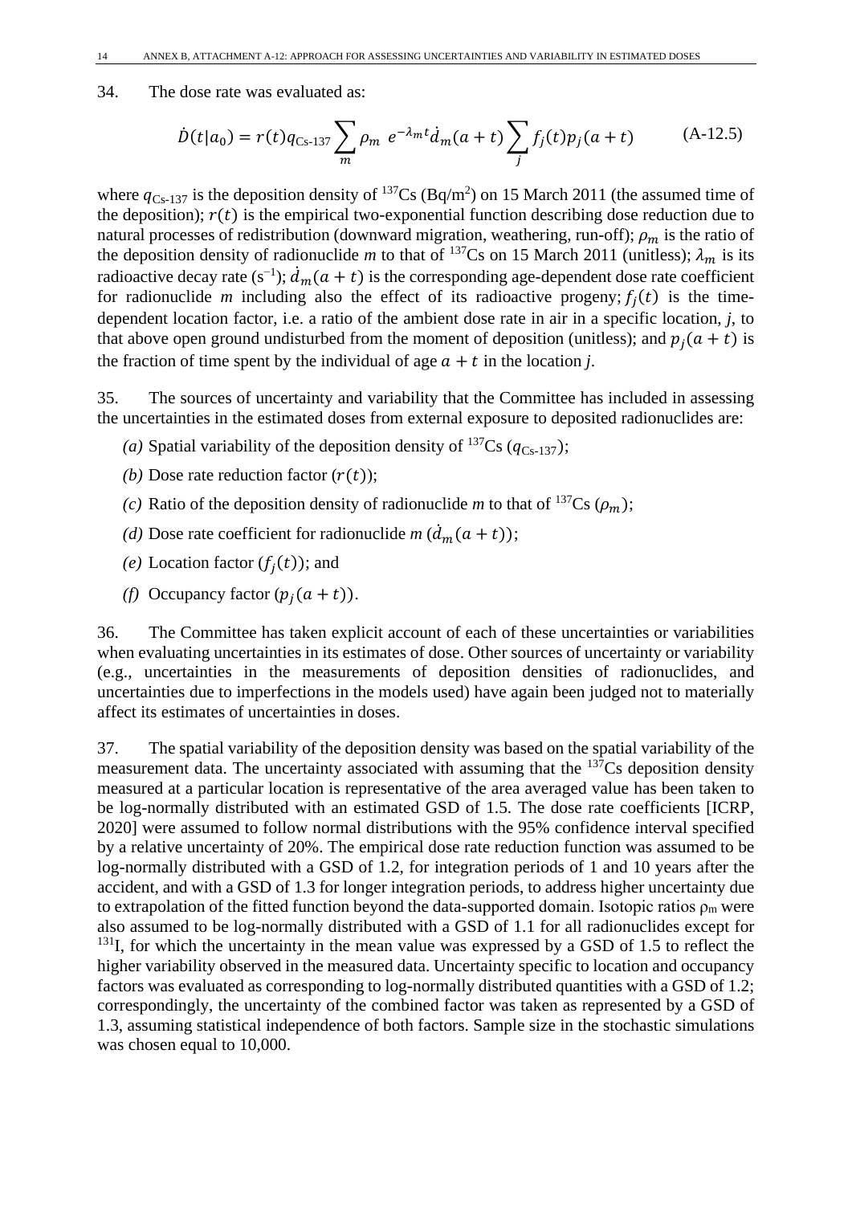34. The dose rate was evaluated as:

$$\dot{D}(t|a_0) = r(t)q_{\text{Cs-137}} \sum_m \rho_m \; e^{-\lambda_m t} \dot{d}_m(a+t) \sum_j f_j(t) p_j(a+t) \qquad \text{(A-12.5)}$$

where $q_{\text{Cs-137}}$ is the deposition density of $^{137}$Cs (Bq/m$^2$) on 15 March 2011 (the assumed time of the deposition); $r(t)$ is the empirical two-exponential function describing dose reduction due to natural processes of redistribution (downward migration, weathering, run-off); $\rho_m$ is the ratio of the deposition density of radionuclide *m* to that of $^{137}$Cs on 15 March 2011 (unitless); $\lambda_m$ is its radioactive decay rate (s$^{-1}$); $\dot{d}_m(a+t)$ is the corresponding age-dependent dose rate coefficient for radionuclide $m$ including also the effect of its radioactive progeny; $f_j(t)$ is the time-dependent location factor, i.e. a ratio of the ambient dose rate in air in a specific location, *j*, to that above open ground undisturbed from the moment of deposition (unitless); and $p_j(a+t)$ is the fraction of time spent by the individual of age $a+t$ in the location *j*.

35. The sources of uncertainty and variability that the Committee has included in assessing the uncertainties in the estimated doses from external exposure to deposited radionuclides are:

*(a)* Spatial variability of the deposition density of $^{137}$Cs ($q_{\text{Cs-137}}$);

*(b)* Dose rate reduction factor ($r(t)$);

*(c)* Ratio of the deposition density of radionuclide *m* to that of $^{137}$Cs ($\rho_m$);

*(d)* Dose rate coefficient for radionuclide *m* ($\dot{d}_m(a+t)$);

*(e)* Location factor ($f_j(t)$); and

*(f)* Occupancy factor ($p_j(a+t)$).

36. The Committee has taken explicit account of each of these uncertainties or variabilities when evaluating uncertainties in its estimates of dose. Other sources of uncertainty or variability (e.g., uncertainties in the measurements of deposition densities of radionuclides, and uncertainties due to imperfections in the models used) have again been judged not to materially affect its estimates of uncertainties in doses.

37. The spatial variability of the deposition density was based on the spatial variability of the measurement data. The uncertainty associated with assuming that the $^{137}$Cs deposition density measured at a particular location is representative of the area averaged value has been taken to be log-normally distributed with an estimated GSD of 1.5. The dose rate coefficients [ICRP, 2020] were assumed to follow normal distributions with the 95% confidence interval specified by a relative uncertainty of 20%. The empirical dose rate reduction function was assumed to be log-normally distributed with a GSD of 1.2, for integration periods of 1 and 10 years after the accident, and with a GSD of 1.3 for longer integration periods, to address higher uncertainty due to extrapolation of the fitted function beyond the data-supported domain. Isotopic ratios $\rho_m$ were also assumed to be log-normally distributed with a GSD of 1.1 for all radionuclides except for $^{131}$I, for which the uncertainty in the mean value was expressed by a GSD of 1.5 to reflect the higher variability observed in the measured data. Uncertainty specific to location and occupancy factors was evaluated as corresponding to log-normally distributed quantities with a GSD of 1.2; correspondingly, the uncertainty of the combined factor was taken as represented by a GSD of 1.3, assuming statistical independence of both factors. Sample size in the stochastic simulations was chosen equal to 10,000.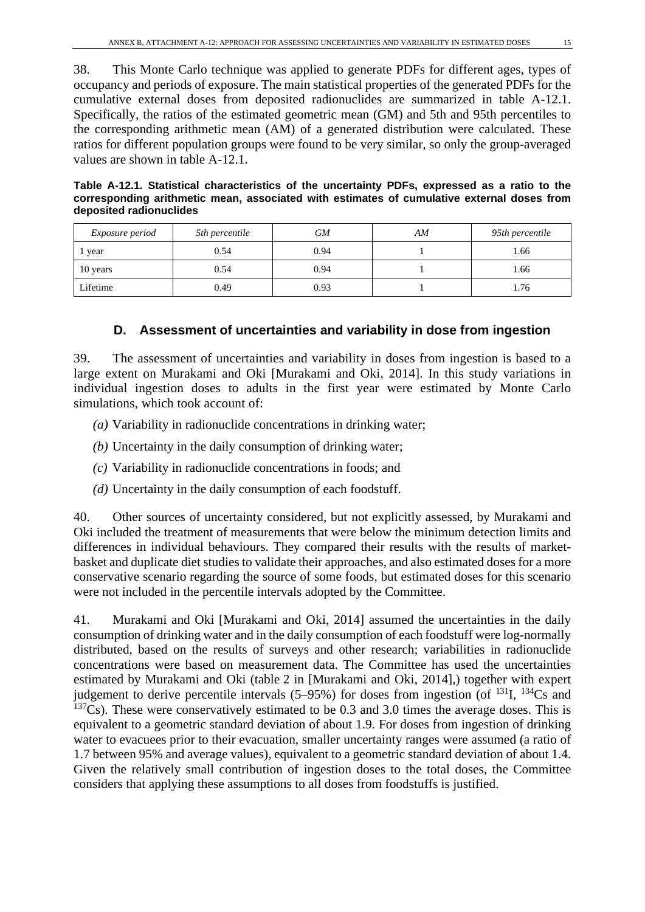38. This Monte Carlo technique was applied to generate PDFs for different ages, types of occupancy and periods of exposure. The main statistical properties of the generated PDFs for the cumulative external doses from deposited radionuclides are summarized in table A-12.1. Specifically, the ratios of the estimated geometric mean (GM) and 5th and 95th percentiles to the corresponding arithmetic mean (AM) of a generated distribution were calculated. These ratios for different population groups were found to be very similar, so only the group-averaged values are shown in table A-12.1.

**Table A-12.1. Statistical characteristics of the uncertainty PDFs, expressed as a ratio to the corresponding arithmetic mean, associated with estimates of cumulative external doses from deposited radionuclides**

| *Exposure period* | *5th percentile* | *GM* | *AM* | *95th percentile* |
|---|---|---|---|---|
| 1 year | 0.54 | 0.94 | 1 | 1.66 |
| 10 years | 0.54 | 0.94 | 1 | 1.66 |
| Lifetime | 0.49 | 0.93 | 1 | 1.76 |

## D. Assessment of uncertainties and variability in dose from ingestion

39. The assessment of uncertainties and variability in doses from ingestion is based to a large extent on Murakami and Oki [Murakami and Oki, 2014]. In this study variations in individual ingestion doses to adults in the first year were estimated by Monte Carlo simulations, which took account of:

*(a)* Variability in radionuclide concentrations in drinking water;

*(b)* Uncertainty in the daily consumption of drinking water;

*(c)* Variability in radionuclide concentrations in foods; and

*(d)* Uncertainty in the daily consumption of each foodstuff.

40. Other sources of uncertainty considered, but not explicitly assessed, by Murakami and Oki included the treatment of measurements that were below the minimum detection limits and differences in individual behaviours. They compared their results with the results of market-basket and duplicate diet studies to validate their approaches, and also estimated doses for a more conservative scenario regarding the source of some foods, but estimated doses for this scenario were not included in the percentile intervals adopted by the Committee.

41. Murakami and Oki [Murakami and Oki, 2014] assumed the uncertainties in the daily consumption of drinking water and in the daily consumption of each foodstuff were log-normally distributed, based on the results of surveys and other research; variabilities in radionuclide concentrations were based on measurement data. The Committee has used the uncertainties estimated by Murakami and Oki (table 2 in [Murakami and Oki, 2014],) together with expert judgement to derive percentile intervals (5–95%) for doses from ingestion (of $^{131}$I, $^{134}$Cs and $^{137}$Cs). These were conservatively estimated to be 0.3 and 3.0 times the average doses. This is equivalent to a geometric standard deviation of about 1.9. For doses from ingestion of drinking water to evacuees prior to their evacuation, smaller uncertainty ranges were assumed (a ratio of 1.7 between 95% and average values), equivalent to a geometric standard deviation of about 1.4. Given the relatively small contribution of ingestion doses to the total doses, the Committee considers that applying these assumptions to all doses from foodstuffs is justified.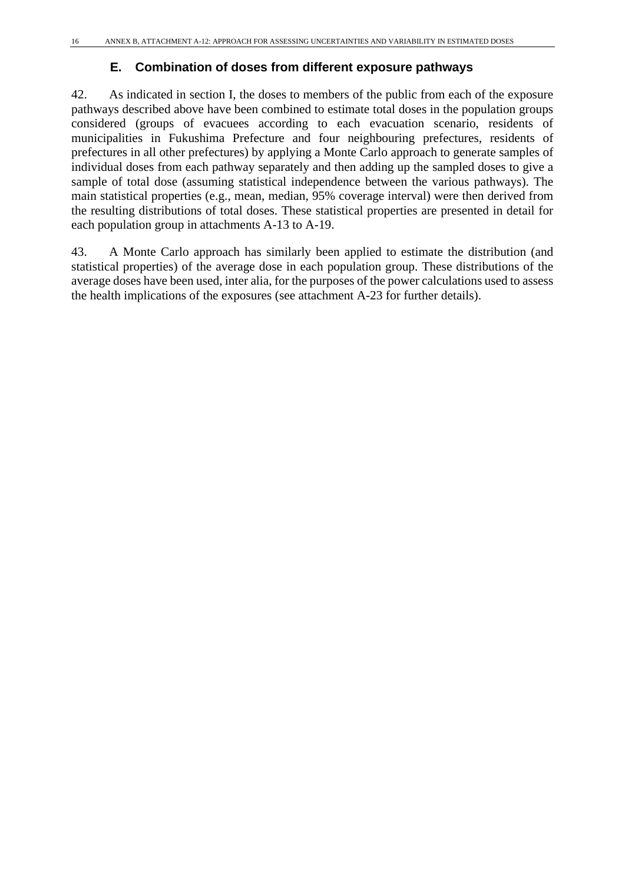## E. Combination of doses from different exposure pathways

42. As indicated in section I, the doses to members of the public from each of the exposure pathways described above have been combined to estimate total doses in the population groups considered (groups of evacuees according to each evacuation scenario, residents of municipalities in Fukushima Prefecture and four neighbouring prefectures, residents of prefectures in all other prefectures) by applying a Monte Carlo approach to generate samples of individual doses from each pathway separately and then adding up the sampled doses to give a sample of total dose (assuming statistical independence between the various pathways). The main statistical properties (e.g., mean, median, 95% coverage interval) were then derived from the resulting distributions of total doses. These statistical properties are presented in detail for each population group in attachments A-13 to A-19.

43. A Monte Carlo approach has similarly been applied to estimate the distribution (and statistical properties) of the average dose in each population group. These distributions of the average doses have been used, inter alia, for the purposes of the power calculations used to assess the health implications of the exposures (see attachment A-23 for further details).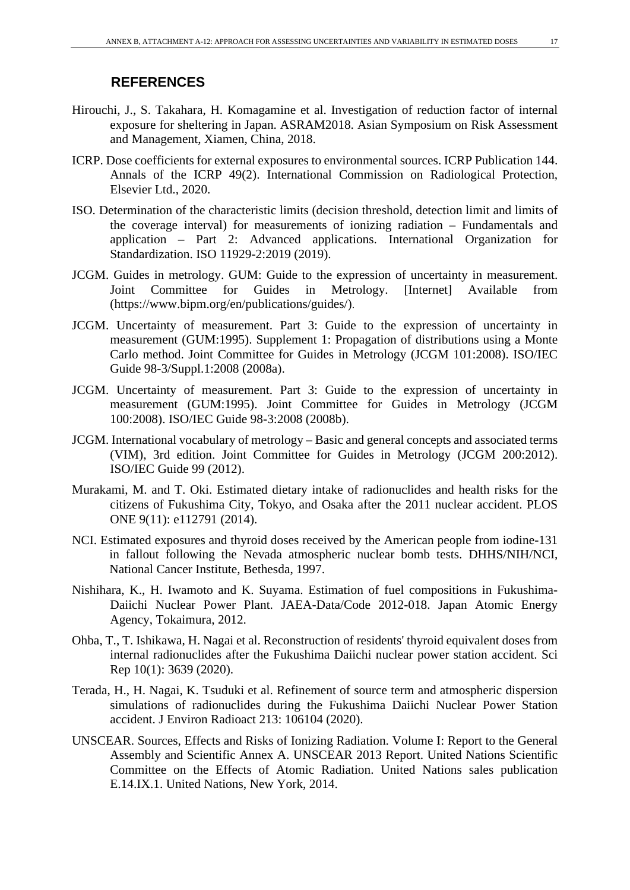## REFERENCES

Hirouchi, J., S. Takahara, H. Komagamine et al. Investigation of reduction factor of internal exposure for sheltering in Japan. ASRAM2018. Asian Symposium on Risk Assessment and Management, Xiamen, China, 2018.

ICRP. Dose coefficients for external exposures to environmental sources. ICRP Publication 144. Annals of the ICRP 49(2). International Commission on Radiological Protection, Elsevier Ltd., 2020.

ISO. Determination of the characteristic limits (decision threshold, detection limit and limits of the coverage interval) for measurements of ionizing radiation – Fundamentals and application – Part 2: Advanced applications. International Organization for Standardization. ISO 11929-2:2019 (2019).

JCGM. Guides in metrology. GUM: Guide to the expression of uncertainty in measurement. Joint Committee for Guides in Metrology. [Internet] Available from (https://www.bipm.org/en/publications/guides/).

JCGM. Uncertainty of measurement. Part 3: Guide to the expression of uncertainty in measurement (GUM:1995). Supplement 1: Propagation of distributions using a Monte Carlo method. Joint Committee for Guides in Metrology (JCGM 101:2008). ISO/IEC Guide 98-3/Suppl.1:2008 (2008a).

JCGM. Uncertainty of measurement. Part 3: Guide to the expression of uncertainty in measurement (GUM:1995). Joint Committee for Guides in Metrology (JCGM 100:2008). ISO/IEC Guide 98-3:2008 (2008b).

JCGM. International vocabulary of metrology – Basic and general concepts and associated terms (VIM), 3rd edition. Joint Committee for Guides in Metrology (JCGM 200:2012). ISO/IEC Guide 99 (2012).

Murakami, M. and T. Oki. Estimated dietary intake of radionuclides and health risks for the citizens of Fukushima City, Tokyo, and Osaka after the 2011 nuclear accident. PLOS ONE 9(11): e112791 (2014).

NCI. Estimated exposures and thyroid doses received by the American people from iodine-131 in fallout following the Nevada atmospheric nuclear bomb tests. DHHS/NIH/NCI, National Cancer Institute, Bethesda, 1997.

Nishihara, K., H. Iwamoto and K. Suyama. Estimation of fuel compositions in Fukushima-Daiichi Nuclear Power Plant. JAEA-Data/Code 2012-018. Japan Atomic Energy Agency, Tokaimura, 2012.

Ohba, T., T. Ishikawa, H. Nagai et al. Reconstruction of residents' thyroid equivalent doses from internal radionuclides after the Fukushima Daiichi nuclear power station accident. Sci Rep 10(1): 3639 (2020).

Terada, H., H. Nagai, K. Tsuduki et al. Refinement of source term and atmospheric dispersion simulations of radionuclides during the Fukushima Daiichi Nuclear Power Station accident. J Environ Radioact 213: 106104 (2020).

UNSCEAR. Sources, Effects and Risks of Ionizing Radiation. Volume I: Report to the General Assembly and Scientific Annex A. UNSCEAR 2013 Report. United Nations Scientific Committee on the Effects of Atomic Radiation. United Nations sales publication E.14.IX.1. United Nations, New York, 2014.